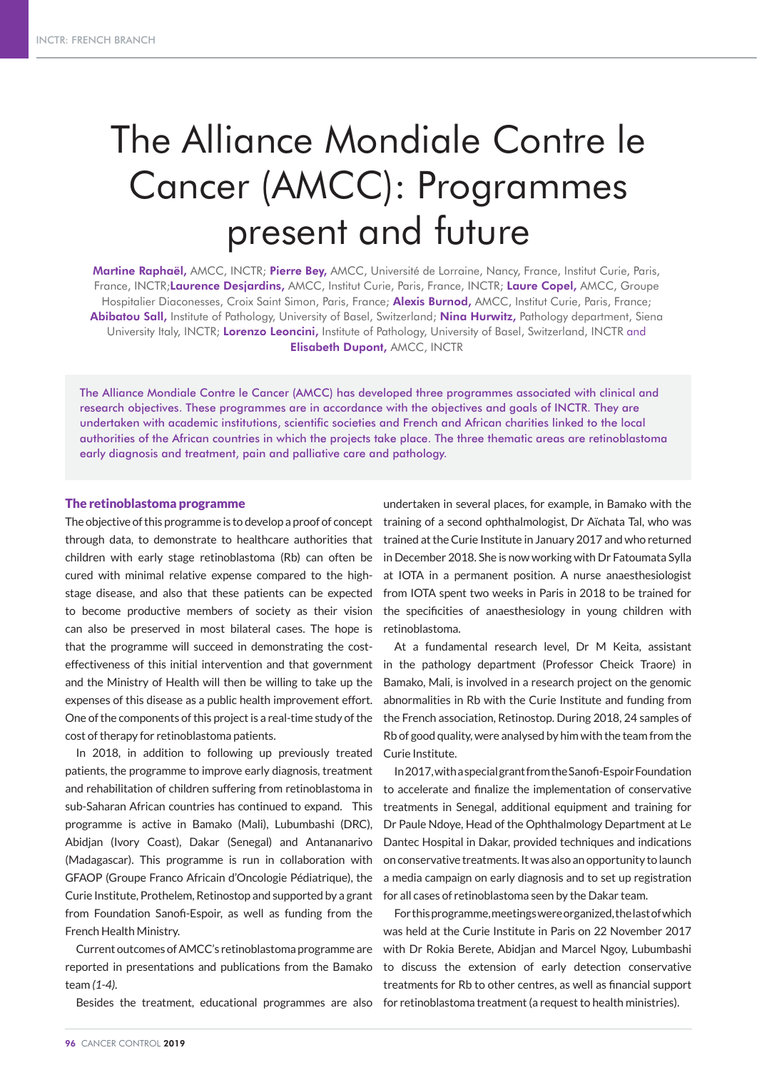# The Alliance Mondiale Contre le Cancer (AMCC): Programmes present and future

**Martine Raphaël,** AMCC, INCTR; **Pierre Bey,** AMCC, Université de Lorraine, Nancy, France, Institut Curie, Paris, France, INCTR;**Laurence Desjardins,** AMCC, Institut Curie, Paris, France, INCTR; **Laure Copel,** AMCC, Groupe Hospitalier Diaconesses, Croix Saint Simon, Paris, France; **Alexis Burnod,** AMCC, Institut Curie, Paris, France; **Abibatou Sall,** Institute of Pathology, University of Basel, Switzerland; **Nina Hurwitz,** Pathology department, Siena University Italy, INCTR; **Lorenzo Leoncini,** Institute of Pathology, University of Basel, Switzerland, INCTR and **Elisabeth Dupont,** AMCC, INCTR

The Alliance Mondiale Contre le Cancer (AMCC) has developed three programmes associated with clinical and research objectives. These programmes are in accordance with the objectives and goals of INCTR. They are undertaken with academic institutions, scientific societies and French and African charities linked to the local authorities of the African countries in which the projects take place. The three thematic areas are retinoblastoma early diagnosis and treatment, pain and palliative care and pathology.

## The retinoblastoma programme

The objective of this programme is to develop a proof of concept through data, to demonstrate to healthcare authorities that children with early stage retinoblastoma (Rb) can often be cured with minimal relative expense compared to the high-stage disease, and also that these patients can be expected to become productive members of society as their vision can also be preserved in most bilateral cases. The hope is that the programme will succeed in demonstrating the cost-effectiveness of this initial intervention and that government and the Ministry of Health will then be willing to take up the expenses of this disease as a public health improvement effort. One of the components of this project is a real-time study of the cost of therapy for retinoblastoma patients.

In 2018, in addition to following up previously treated patients, the programme to improve early diagnosis, treatment and rehabilitation of children suffering from retinoblastoma in sub-Saharan African countries has continued to expand. This programme is active in Bamako (Mali), Lubumbashi (DRC), Abidjan (Ivory Coast), Dakar (Senegal) and Antananarivo (Madagascar). This programme is run in collaboration with GFAOP (Groupe Franco Africain d'Oncologie Pédiatrique), the Curie Institute, Prothelem, Retinostop and supported by a grant from Foundation Sanofi-Espoir, as well as funding from the French Health Ministry.

Current outcomes of AMCC's retinoblastoma programme are reported in presentations and publications from the Bamako team *(1-4)*.

Besides the treatment, educational programmes are also undertaken in several places, for example, in Bamako with the training of a second ophthalmologist, Dr Aïchata Tal, who was trained at the Curie Institute in January 2017 and who returned in December 2018. She is now working with Dr Fatoumata Sylla at IOTA in a permanent position. A nurse anaesthesiologist from IOTA spent two weeks in Paris in 2018 to be trained for the specificities of anaesthesiology in young children with retinoblastoma.

At a fundamental research level, Dr M Keita, assistant in the pathology department (Professor Cheick Traore) in Bamako, Mali, is involved in a research project on the genomic abnormalities in Rb with the Curie Institute and funding from the French association, Retinostop. During 2018, 24 samples of Rb of good quality, were analysed by him with the team from the Curie Institute.

In 2017, with a special grant from the Sanofi-Espoir Foundation to accelerate and finalize the implementation of conservative treatments in Senegal, additional equipment and training for Dr Paule Ndoye, Head of the Ophthalmology Department at Le Dantec Hospital in Dakar, provided techniques and indications on conservative treatments. It was also an opportunity to launch a media campaign on early diagnosis and to set up registration for all cases of retinoblastoma seen by the Dakar team.

For this programme, meetings were organized, the last of which was held at the Curie Institute in Paris on 22 November 2017 with Dr Rokia Berete, Abidjan and Marcel Ngoy, Lubumbashi to discuss the extension of early detection conservative treatments for Rb to other centres, as well as financial support for retinoblastoma treatment (a request to health ministries).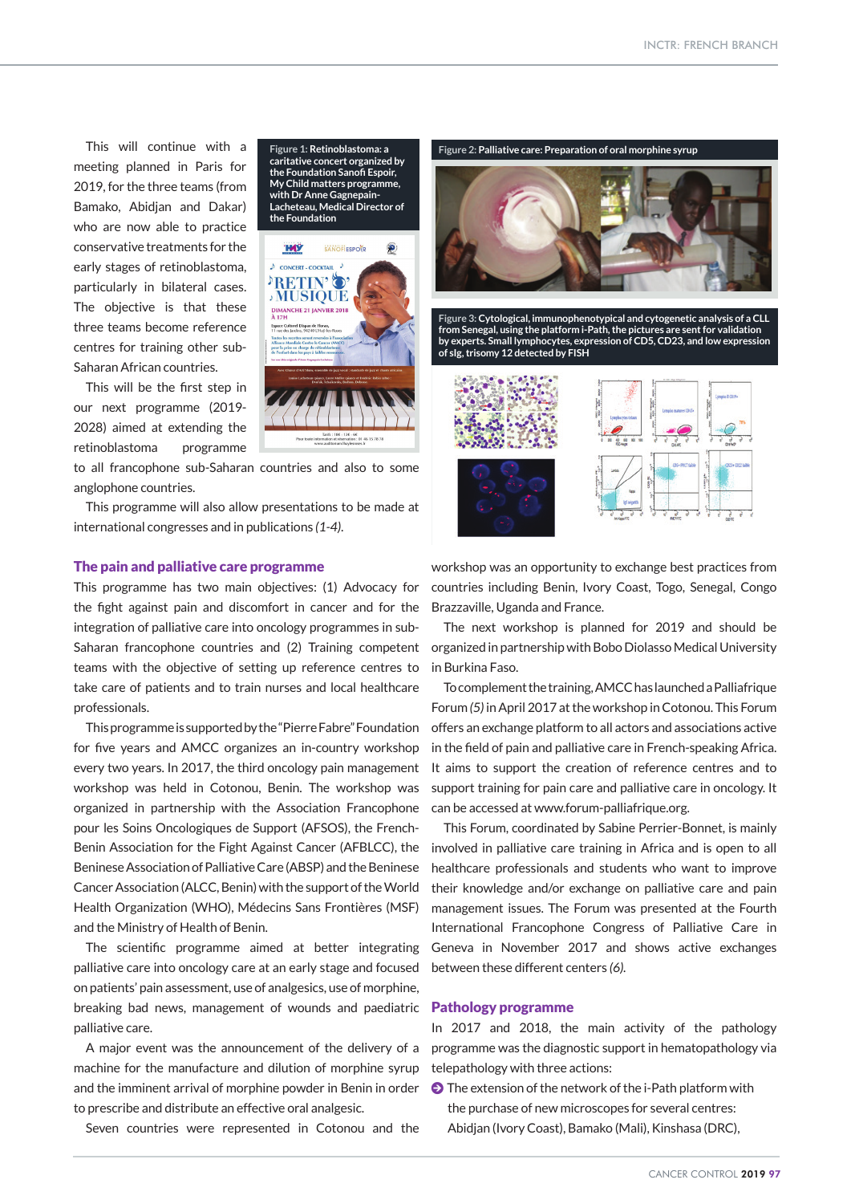This will continue with a meeting planned in Paris for 2019, for the three teams (from Bamako, Abidjan and Dakar) who are now able to practice conservative treatments for the early stages of retinoblastoma, particularly in bilateral cases. The objective is that these three teams become reference centres for training other sub-Saharan African countries.

This will be the first step in our next programme (2019-2028) aimed at extending the retinoblastoma programme to all francophone sub-Saharan countries and also to some anglophone countries.

This programme will also allow presentations to be made at international congresses and in publications *(1-4)*.

**Figure 1:** Retinoblastoma: a caritative concert organized by the Foundation Sanofi Espoir, My Child matters programme, with Dr Anne Gagnepain-Lacheteau, Medical Director of the Foundation

**Figure 2:** Palliative care: Preparation of oral morphine syrup

**Figure 3:** Cytological, immunophenotypical and cytogenetic analysis of a CLL from Senegal, using the platform i-Path, the pictures are sent for validation by experts. Small lymphocytes, expression of CD5, CD23, and low expression of sIg, trisomy 12 detected by FISH

## The pain and palliative care programme

This programme has two main objectives: (1) Advocacy for the fight against pain and discomfort in cancer and for the integration of palliative care into oncology programmes in sub-Saharan francophone countries and (2) Training competent teams with the objective of setting up reference centres to take care of patients and to train nurses and local healthcare professionals.

This programme is supported by the "Pierre Fabre" Foundation for five years and AMCC organizes an in-country workshop every two years. In 2017, the third oncology pain management workshop was held in Cotonou, Benin. The workshop was organized in partnership with the Association Francophone pour les Soins Oncologiques de Support (AFSOS), the French-Benin Association for the Fight Against Cancer (AFBLCC), the Beninese Association of Palliative Care (ABSP) and the Beninese Cancer Association (ALCC, Benin) with the support of the World Health Organization (WHO), Médecins Sans Frontières (MSF) and the Ministry of Health of Benin.

The scientific programme aimed at better integrating palliative care into oncology care at an early stage and focused on patients' pain assessment, use of analgesics, use of morphine, breaking bad news, management of wounds and paediatric palliative care.

A major event was the announcement of the delivery of a machine for the manufacture and dilution of morphine syrup and the imminent arrival of morphine powder in Benin in order to prescribe and distribute an effective oral analgesic.

Seven countries were represented in Cotonou and the workshop was an opportunity to exchange best practices from countries including Benin, Ivory Coast, Togo, Senegal, Congo Brazzaville, Uganda and France.

The next workshop is planned for 2019 and should be organized in partnership with Bobo Diolasso Medical University in Burkina Faso.

To complement the training, AMCC has launched a Palliafrique Forum *(5)* in April 2017 at the workshop in Cotonou. This Forum offers an exchange platform to all actors and associations active in the field of pain and palliative care in French-speaking Africa. It aims to support the creation of reference centres and to support training for pain care and palliative care in oncology. It can be accessed at www.forum-palliafrique.org.

This Forum, coordinated by Sabine Perrier-Bonnet, is mainly involved in palliative care training in Africa and is open to all healthcare professionals and students who want to improve their knowledge and/or exchange on palliative care and pain management issues. The Forum was presented at the Fourth International Francophone Congress of Palliative Care in Geneva in November 2017 and shows active exchanges between these different centers *(6)*.

## Pathology programme

In 2017 and 2018, the main activity of the pathology programme was the diagnostic support in hematopathology via telepathology with three actions:

- The extension of the network of the i-Path platform with the purchase of new microscopes for several centres: Abidjan (Ivory Coast), Bamako (Mali), Kinshasa (DRC),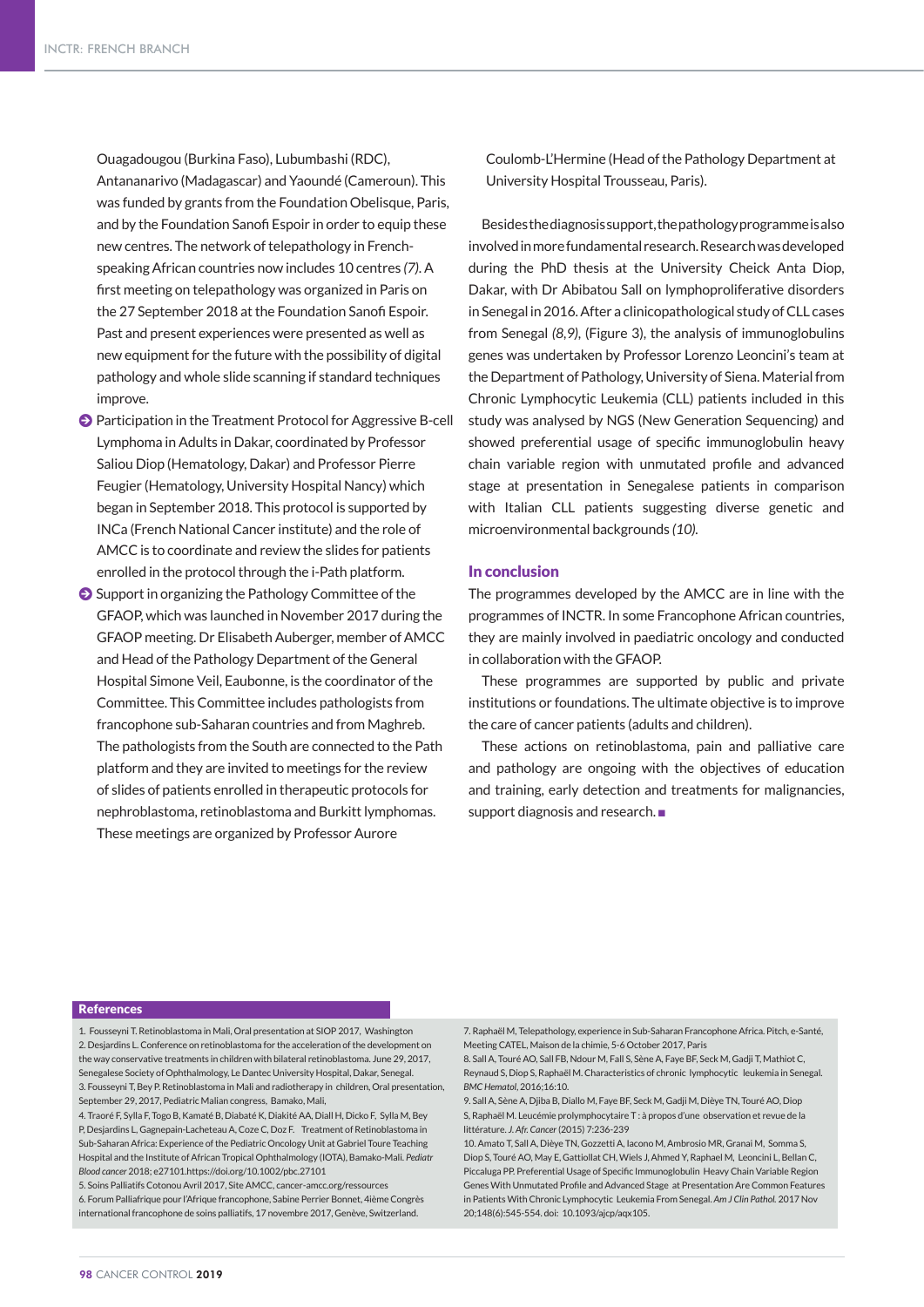Ouagadougou (Burkina Faso), Lubumbashi (RDC), Antananarivo (Madagascar) and Yaoundé (Cameroun). This was funded by grants from the Foundation Obelisque, Paris, and by the Foundation Sanofi Espoir in order to equip these new centres. The network of telepathology in French-speaking African countries now includes 10 centres *(7)*. A first meeting on telepathology was organized in Paris on the 27 September 2018 at the Foundation Sanofi Espoir. Past and present experiences were presented as well as new equipment for the future with the possibility of digital pathology and whole slide scanning if standard techniques improve.

- Participation in the Treatment Protocol for Aggressive B-cell Lymphoma in Adults in Dakar, coordinated by Professor Saliou Diop (Hematology, Dakar) and Professor Pierre Feugier (Hematology, University Hospital Nancy) which began in September 2018. This protocol is supported by INCa (French National Cancer institute) and the role of AMCC is to coordinate and review the slides for patients enrolled in the protocol through the i-Path platform.
- Support in organizing the Pathology Committee of the GFAOP, which was launched in November 2017 during the GFAOP meeting. Dr Elisabeth Auberger, member of AMCC and Head of the Pathology Department of the General Hospital Simone Veil, Eaubonne, is the coordinator of the Committee. This Committee includes pathologists from francophone sub-Saharan countries and from Maghreb. The pathologists from the South are connected to the Path platform and they are invited to meetings for the review of slides of patients enrolled in therapeutic protocols for nephroblastoma, retinoblastoma and Burkitt lymphomas. These meetings are organized by Professor Aurore Coulomb-L'Hermine (Head of the Pathology Department at University Hospital Trousseau, Paris).

Besides the diagnosis support, the pathology programme is also involved in more fundamental research. Research was developed during the PhD thesis at the University Cheick Anta Diop, Dakar, with Dr Abibatou Sall on lymphoproliferative disorders in Senegal in 2016. After a clinicopathological study of CLL cases from Senegal *(8,9)*, (Figure 3), the analysis of immunoglobulins genes was undertaken by Professor Lorenzo Leoncini's team at the Department of Pathology, University of Siena. Material from Chronic Lymphocytic Leukemia (CLL) patients included in this study was analysed by NGS (New Generation Sequencing) and showed preferential usage of specific immunoglobulin heavy chain variable region with unmutated profile and advanced stage at presentation in Senegalese patients in comparison with Italian CLL patients suggesting diverse genetic and microenvironmental backgrounds *(10)*.

## In conclusion

The programmes developed by the AMCC are in line with the programmes of INCTR. In some Francophone African countries, they are mainly involved in paediatric oncology and conducted in collaboration with the GFAOP.

These programmes are supported by public and private institutions or foundations. The ultimate objective is to improve the care of cancer patients (adults and children).

These actions on retinoblastoma, pain and palliative care and pathology are ongoing with the objectives of education and training, early detection and treatments for malignancies, support diagnosis and research. ■

## References

1. Fousseyni T. Retinoblastoma in Mali, Oral presentation at SIOP 2017, Washington
2. Desjardins L. Conference on retinoblastoma for the acceleration of the development on the way conservative treatments in children with bilateral retinoblastoma. June 29, 2017, Senegalese Society of Ophthalmology, Le Dantec University Hospital, Dakar, Senegal.
3. Fousseyni T, Bey P. Retinoblastoma in Mali and radiotherapy in children, Oral presentation, September 29, 2017, Pediatric Malian congress, Bamako, Mali,
4. Traoré F, Sylla F, Togo B, Kamaté B, Diabaté K, Diakité AA, Diall H, Dicko F, Sylla M, Bey P, Desjardins L, Gagnepain-Lacheteau A, Coze C, Doz F. Treatment of Retinoblastoma in Sub-Saharan Africa: Experience of the Pediatric Oncology Unit at Gabriel Toure Teaching Hospital and the Institute of African Tropical Ophthalmology (IOTA), Bamako-Mali. *Pediatr Blood cancer* 2018; e27101.https://doi.org/10.1002/pbc.27101
5. Soins Palliatifs Cotonou Avril 2017, Site AMCC, cancer-amcc.org/ressources
6. Forum Palliafrique pour l'Afrique francophone, Sabine Perrier Bonnet, 4ième Congrès international francophone de soins palliatifs, 17 novembre 2017, Genève, Switzerland.
7. Raphaël M, Telepathology, experience in Sub-Saharan Francophone Africa. Pitch, e-Santé, Meeting CATEL, Maison de la chimie, 5-6 October 2017, Paris
8. Sall A, Touré AO, Sall FB, Ndour M, Fall S, Sène A, Faye BF, Seck M, Gadji T, Mathiot C, Reynaud S, Diop S, Raphaël M. Characteristics of chronic lymphocytic leukemia in Senegal. *BMC Hematol*, 2016;16:10.
9. Sall A, Sène A, Djiba B, Diallo M, Faye BF, Seck M, Gadji M, Dièye TN, Touré AO, Diop S, Raphaël M. Leucémie prolymphocytaire T : à propos d'une observation et revue de la littérature. *J. Afr. Cancer* (2015) 7:236-239
10. Amato T, Sall A, Dièye TN, Gozzetti A, Iacono M, Ambrosio MR, Granai M, Somma S, Diop S, Touré AO, May E, Gattiollat CH, Wiels J, Ahmed Y, Raphael M, Leoncini L, Bellan C, Piccaluga PP. Preferential Usage of Specific Immunoglobulin Heavy Chain Variable Region Genes With Unmutated Profile and Advanced Stage at Presentation Are Common Features in Patients With Chronic Lymphocytic Leukemia From Senegal. *Am J Clin Pathol.* 2017 Nov 20;148(6):545-554. doi: 10.1093/ajcp/aqx105.